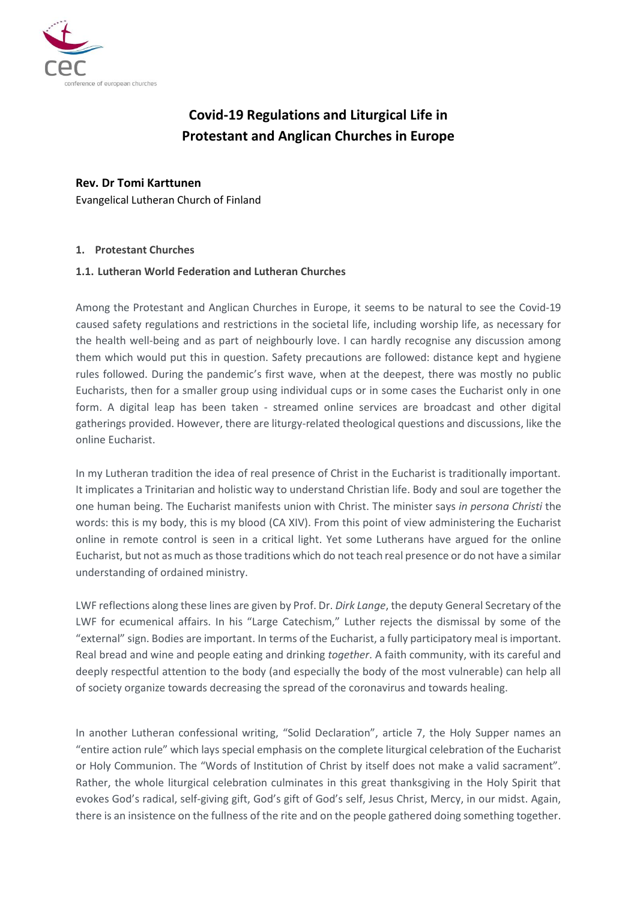# Covid-19 Regulations and Liturgical Life in Protestant and Anglican Churches in Europe

**Rev. Dr Tomi Karttunen**
Evangelical Lutheran Church of Finland

## 1. Protestant Churches

### 1.1. Lutheran World Federation and Lutheran Churches

Among the Protestant and Anglican Churches in Europe, it seems to be natural to see the Covid-19 caused safety regulations and restrictions in the societal life, including worship life, as necessary for the health well-being and as part of neighbourly love. I can hardly recognise any discussion among them which would put this in question. Safety precautions are followed: distance kept and hygiene rules followed. During the pandemic's first wave, when at the deepest, there was mostly no public Eucharists, then for a smaller group using individual cups or in some cases the Eucharist only in one form. A digital leap has been taken - streamed online services are broadcast and other digital gatherings provided. However, there are liturgy-related theological questions and discussions, like the online Eucharist.

In my Lutheran tradition the idea of real presence of Christ in the Eucharist is traditionally important. It implicates a Trinitarian and holistic way to understand Christian life. Body and soul are together the one human being. The Eucharist manifests union with Christ. The minister says *in persona Christi* the words: this is my body, this is my blood (CA XIV). From this point of view administering the Eucharist online in remote control is seen in a critical light. Yet some Lutherans have argued for the online Eucharist, but not as much as those traditions which do not teach real presence or do not have a similar understanding of ordained ministry.

LWF reflections along these lines are given by Prof. Dr. *Dirk Lange*, the deputy General Secretary of the LWF for ecumenical affairs. In his "Large Catechism," Luther rejects the dismissal by some of the "external" sign. Bodies are important. In terms of the Eucharist, a fully participatory meal is important. Real bread and wine and people eating and drinking *together*. A faith community, with its careful and deeply respectful attention to the body (and especially the body of the most vulnerable) can help all of society organize towards decreasing the spread of the coronavirus and towards healing.

In another Lutheran confessional writing, "Solid Declaration", article 7, the Holy Supper names an "entire action rule" which lays special emphasis on the complete liturgical celebration of the Eucharist or Holy Communion. The "Words of Institution of Christ by itself does not make a valid sacrament". Rather, the whole liturgical celebration culminates in this great thanksgiving in the Holy Spirit that evokes God's radical, self-giving gift, God's gift of God's self, Jesus Christ, Mercy, in our midst. Again, there is an insistence on the fullness of the rite and on the people gathered doing something together.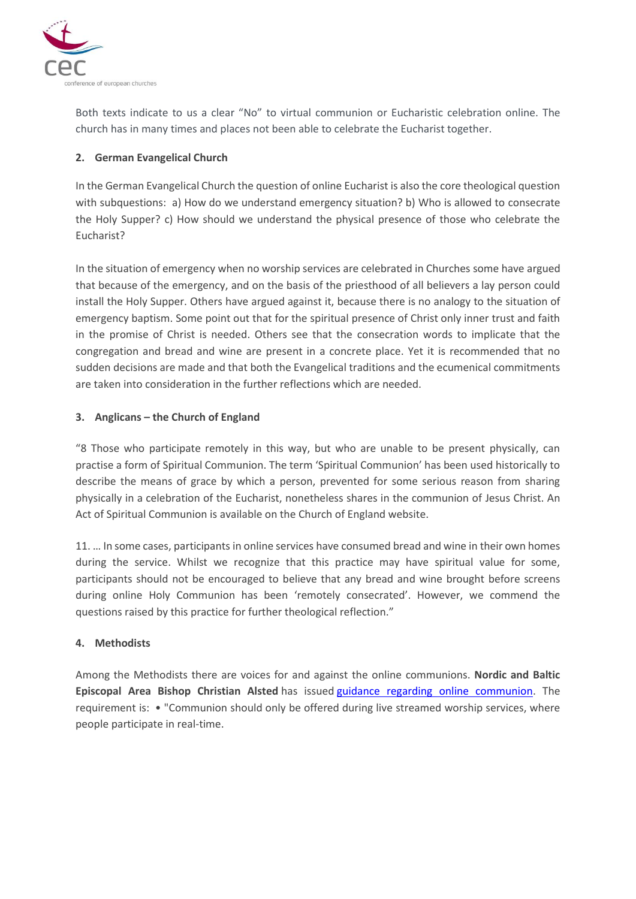Both texts indicate to us a clear "No" to virtual communion or Eucharistic celebration online. The church has in many times and places not been able to celebrate the Eucharist together.

## 2. German Evangelical Church

In the German Evangelical Church the question of online Eucharist is also the core theological question with subquestions: a) How do we understand emergency situation? b) Who is allowed to consecrate the Holy Supper? c) How should we understand the physical presence of those who celebrate the Eucharist?

In the situation of emergency when no worship services are celebrated in Churches some have argued that because of the emergency, and on the basis of the priesthood of all believers a lay person could install the Holy Supper. Others have argued against it, because there is no analogy to the situation of emergency baptism. Some point out that for the spiritual presence of Christ only inner trust and faith in the promise of Christ is needed. Others see that the consecration words to implicate that the congregation and bread and wine are present in a concrete place. Yet it is recommended that no sudden decisions are made and that both the Evangelical traditions and the ecumenical commitments are taken into consideration in the further reflections which are needed.

## 3. Anglicans – the Church of England

"8 Those who participate remotely in this way, but who are unable to be present physically, can practise a form of Spiritual Communion. The term 'Spiritual Communion' has been used historically to describe the means of grace by which a person, prevented for some serious reason from sharing physically in a celebration of the Eucharist, nonetheless shares in the communion of Jesus Christ. An Act of Spiritual Communion is available on the Church of England website.

11. … In some cases, participants in online services have consumed bread and wine in their own homes during the service. Whilst we recognize that this practice may have spiritual value for some, participants should not be encouraged to believe that any bread and wine brought before screens during online Holy Communion has been 'remotely consecrated'. However, we commend the questions raised by this practice for further theological reflection."

## 4. Methodists

Among the Methodists there are voices for and against the online communions. **Nordic and Baltic Episcopal Area Bishop Christian Alsted** has issued guidance regarding online communion. The requirement is: • "Communion should only be offered during live streamed worship services, where people participate in real-time.